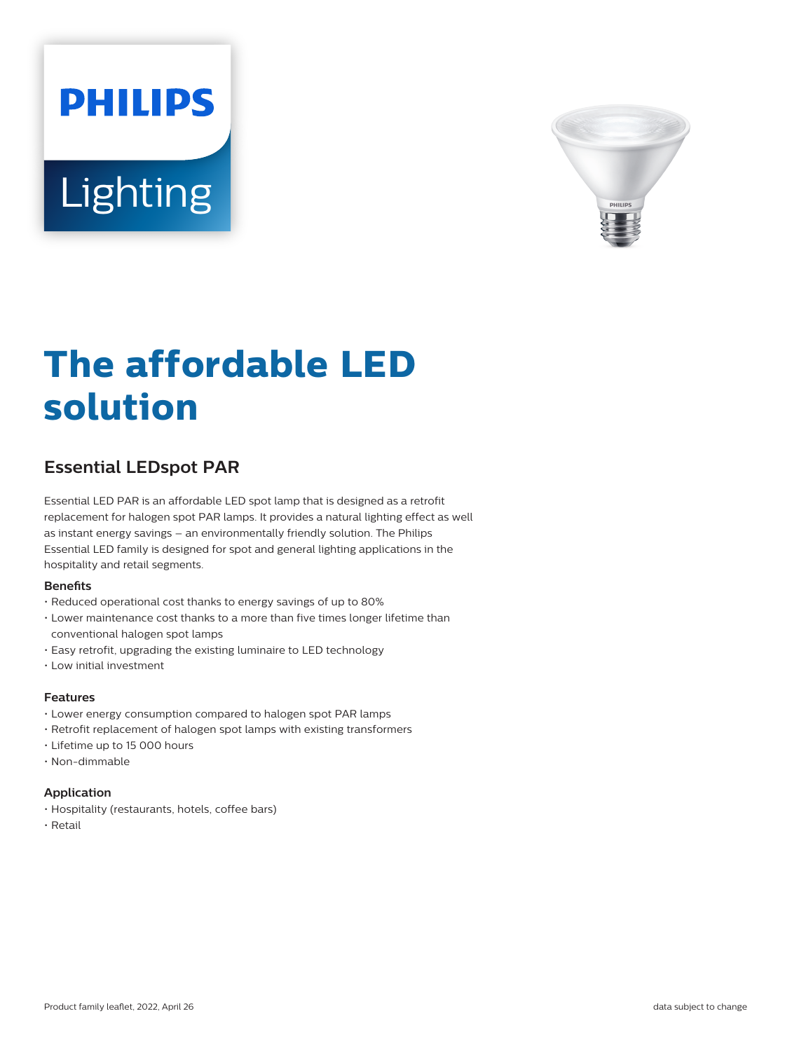# The affordable LED solution

## Essential LEDspot PAR

Essential LED PAR is an affordable LED spot lamp that is designed as a retrofit replacement for halogen spot PAR lamps. It provides a natural lighting effect as well as instant energy savings – an environmentally friendly solution. The Philips Essential LED family is designed for spot and general lighting applications in the hospitality and retail segments.

### Benefits

- Reduced operational cost thanks to energy savings of up to 80%
- Lower maintenance cost thanks to a more than five times longer lifetime than conventional halogen spot lamps
- Easy retrofit, upgrading the existing luminaire to LED technology
- Low initial investment

### Features

- Lower energy consumption compared to halogen spot PAR lamps
- Retrofit replacement of halogen spot lamps with existing transformers
- Lifetime up to 15 000 hours
- Non-dimmable

### Application

- Hospitality (restaurants, hotels, coffee bars)
- Retail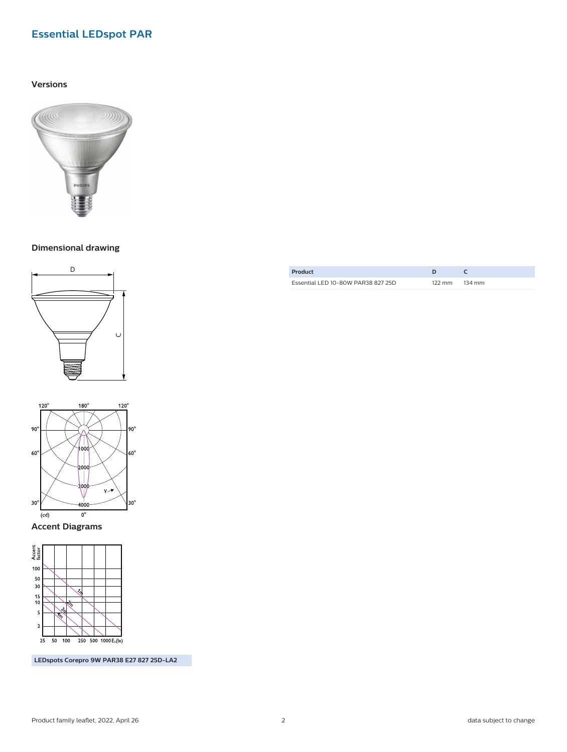# Essential LEDspot PAR

## Versions

## Dimensional drawing

| Product | D | C |
|---|---|---|
| Essential LED 10-80W PAR38 827 25D | 122 mm | 134 mm |

## Accent Diagrams

**LEDspots Corepro 9W PAR38 E27 827 25D-LA2**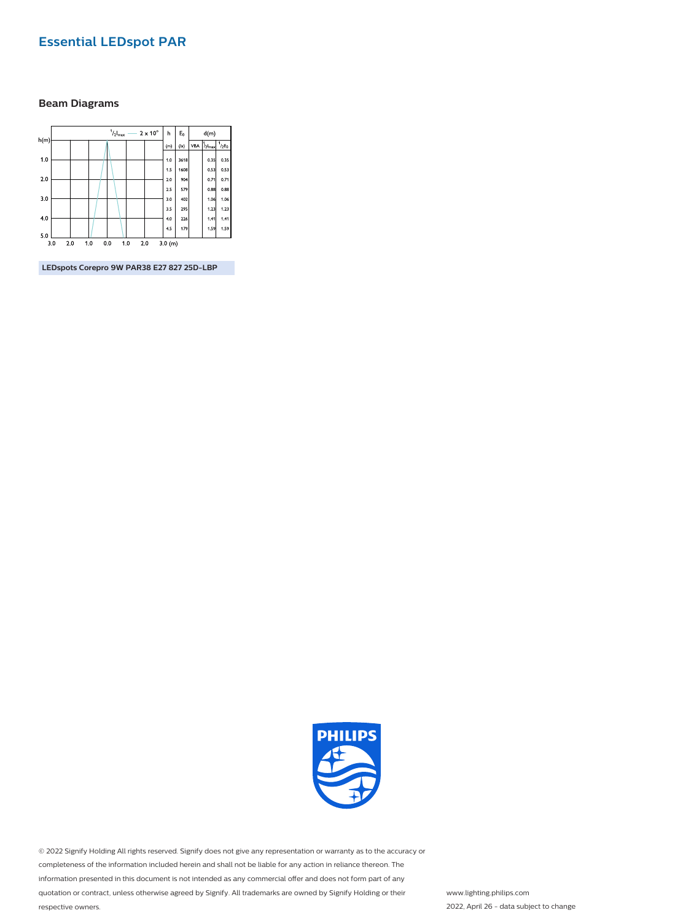## Essential LEDspot PAR

### Beam Diagrams

h(m)

1.0

2.0

3.0

4.0

5.0

3.0 2.0 1.0 0.0 1.0 2.0 3.0 (m)

$^1/_2 I_{max}$ — 2 x 10°

| h | $E_0$ | d(m) | | |
|---|---|---|---|---|
| (m) | (lx) | VBA | $^1/_2 I_{max}$ | $^1/_2 E_0$ |
| 1.0 | 3618 | | 0.35 | 0.35 |
| 1.5 | 1608 | | 0.53 | 0.53 |
| 2.0 | 904 | | 0.71 | 0.71 |
| 2.5 | 579 | | 0.88 | 0.88 |
| 3.0 | 402 | | 1.06 | 1.06 |
| 3.5 | 295 | | 1.23 | 1.23 |
| 4.0 | 226 | | 1.41 | 1.41 |
| 4.5 | 179 | | 1.59 | 1.59 |

**LEDspots Corepro 9W PAR38 E27 827 25D-LBP**

© 2022 Signify Holding All rights reserved. Signify does not give any representation or warranty as to the accuracy or completeness of the information included herein and shall not be liable for any action in reliance thereon. The information presented in this document is not intended as any commercial offer and does not form part of any quotation or contract, unless otherwise agreed by Signify. All trademarks are owned by Signify Holding or their respective owners.

www.lighting.philips.com

2022, April 26 - data subject to change